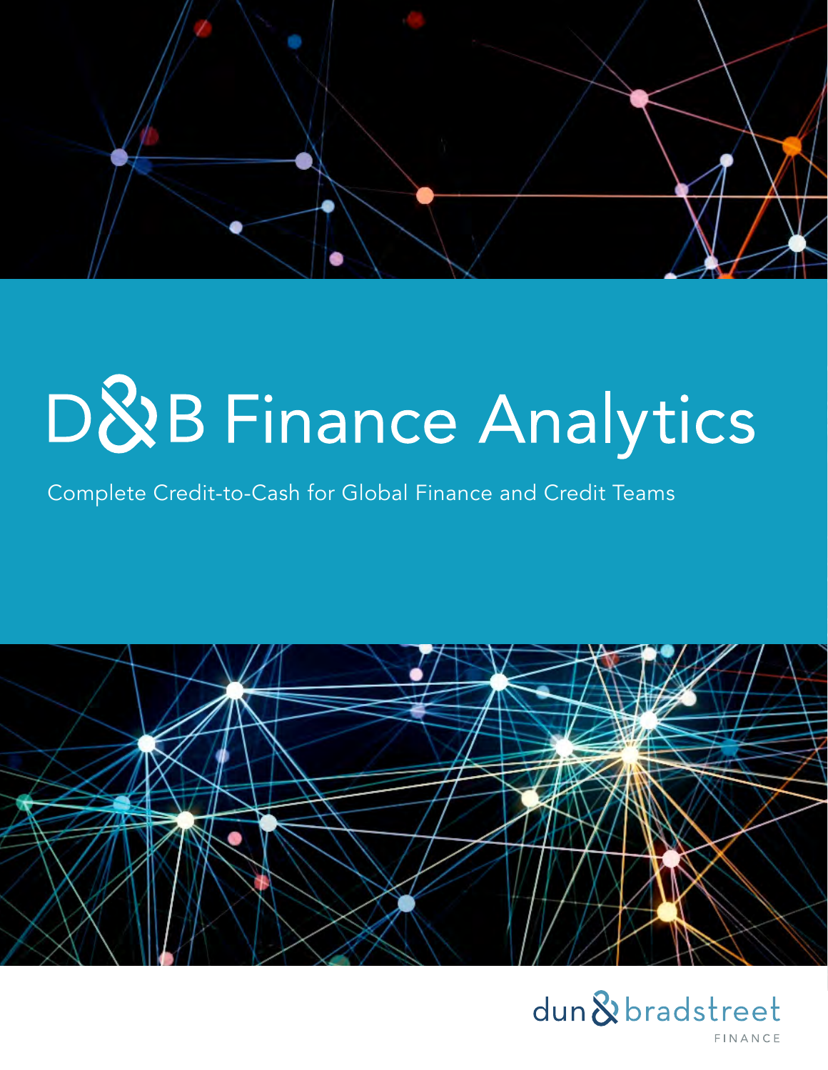# D&B Finance Analytics

Complete Credit-to-Cash for Global Finance and Credit Teams

dun & bradstreet

FINANCE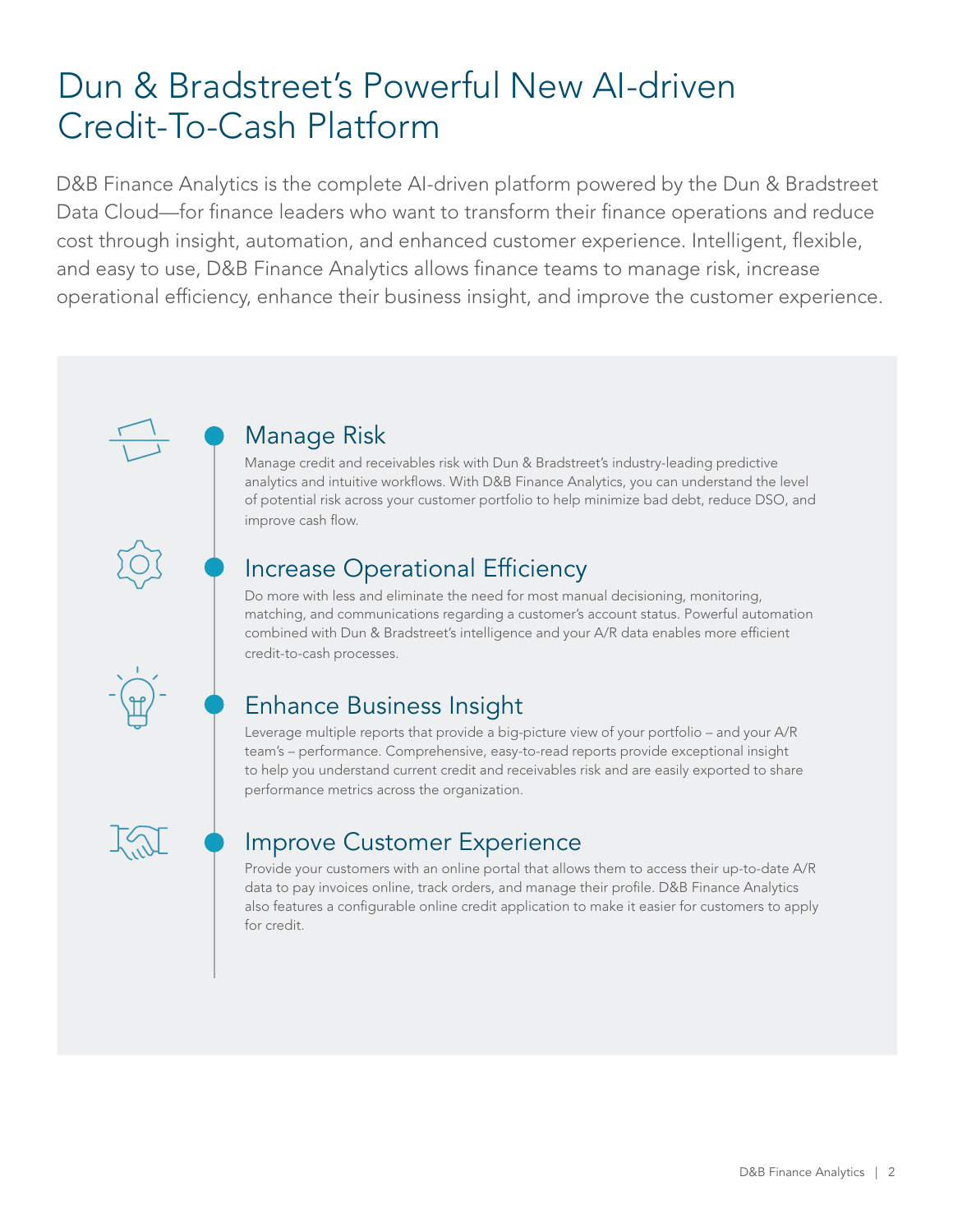# Dun & Bradstreet's Powerful New AI-driven Credit-To-Cash Platform

D&B Finance Analytics is the complete AI-driven platform powered by the Dun & Bradstreet Data Cloud—for finance leaders who want to transform their finance operations and reduce cost through insight, automation, and enhanced customer experience. Intelligent, flexible, and easy to use, D&B Finance Analytics allows finance teams to manage risk, increase operational efficiency, enhance their business insight, and improve the customer experience.

## Manage Risk

Manage credit and receivables risk with Dun & Bradstreet's industry-leading predictive analytics and intuitive workflows. With D&B Finance Analytics, you can understand the level of potential risk across your customer portfolio to help minimize bad debt, reduce DSO, and improve cash flow.

## Increase Operational Efficiency

Do more with less and eliminate the need for most manual decisioning, monitoring, matching, and communications regarding a customer's account status. Powerful automation combined with Dun & Bradstreet's intelligence and your A/R data enables more efficient credit-to-cash processes.

## Enhance Business Insight

Leverage multiple reports that provide a big-picture view of your portfolio – and your A/R team's – performance. Comprehensive, easy-to-read reports provide exceptional insight to help you understand current credit and receivables risk and are easily exported to share performance metrics across the organization.

## Improve Customer Experience

Provide your customers with an online portal that allows them to access their up-to-date A/R data to pay invoices online, track orders, and manage their profile. D&B Finance Analytics also features a configurable online credit application to make it easier for customers to apply for credit.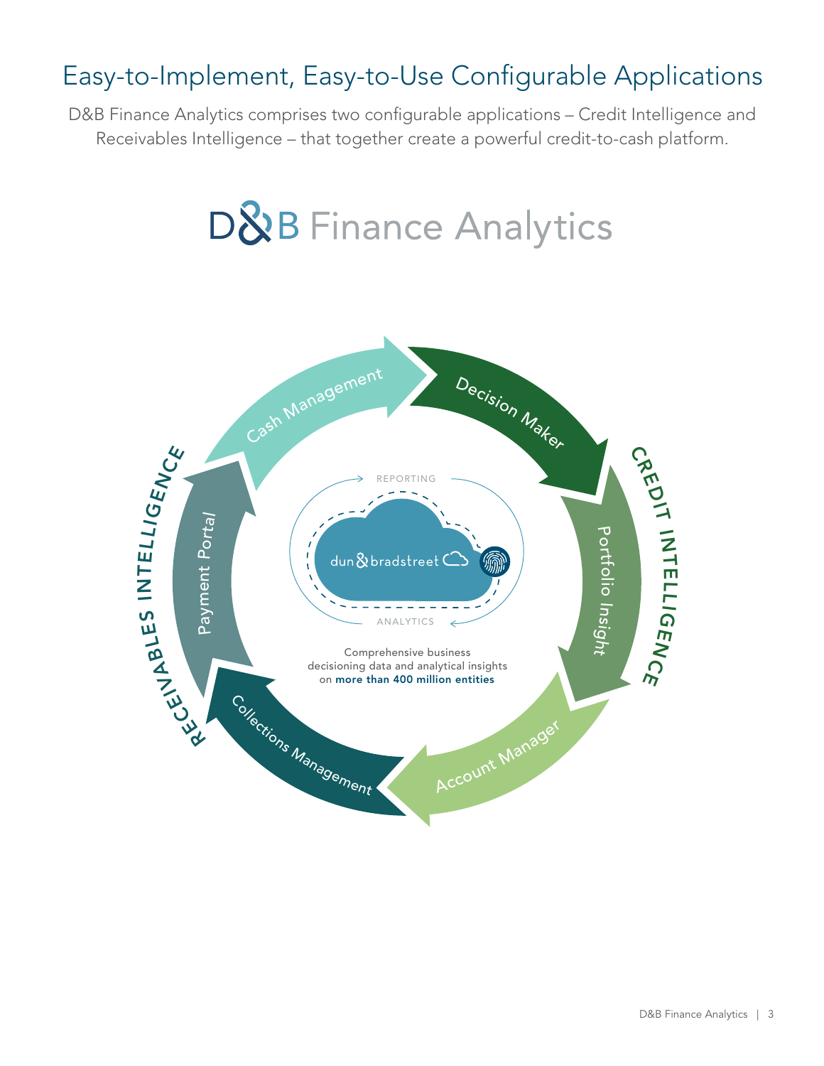# Easy-to-Implement, Easy-to-Use Configurable Applications

D&B Finance Analytics comprises two configurable applications – Credit Intelligence and Receivables Intelligence – that together create a powerful credit-to-cash platform.

## D&B Finance Analytics

**CREDIT INTELLIGENCE**

- Decision Maker
- Portfolio Insight
- Account Manager

**RECEIVABLES INTELLIGENCE**

- Collections Management
- Payment Portal
- Cash Management

REPORTING

dun & bradstreet

ANALYTICS

Comprehensive business decisioning data and analytical insights on **more than 400 million entities**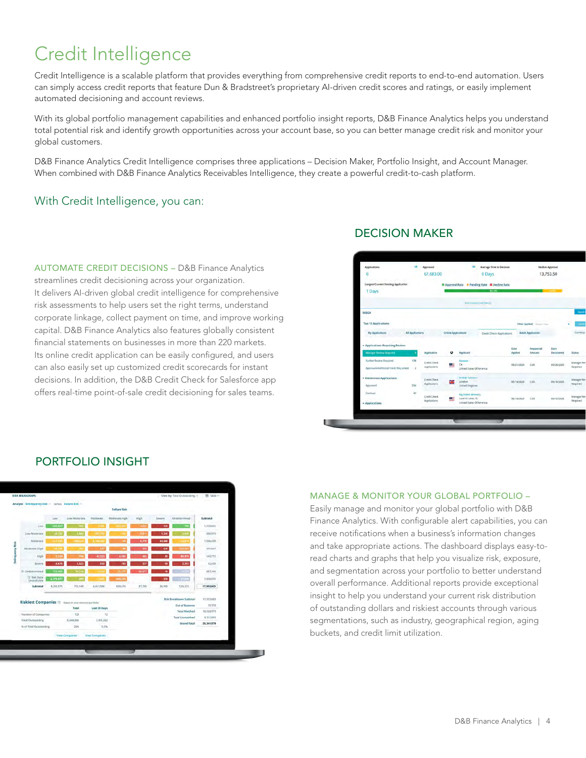# Credit Intelligence

Credit Intelligence is a scalable platform that provides everything from comprehensive credit reports to end-to-end automation. Users can simply access credit reports that feature Dun & Bradstreet's proprietary AI-driven credit scores and ratings, or easily implement automated decisioning and account reviews.

With its global portfolio management capabilities and enhanced portfolio insight reports, D&B Finance Analytics helps you understand total potential risk and identify growth opportunities across your account base, so you can better manage credit risk and monitor your global customers.

D&B Finance Analytics Credit Intelligence comprises three applications – Decision Maker, Portfolio Insight, and Account Manager. When combined with D&B Finance Analytics Receivables Intelligence, they create a powerful credit-to-cash platform.

## With Credit Intelligence, you can:

### DECISION MAKER

**AUTOMATE CREDIT DECISIONS** – D&B Finance Analytics streamlines credit decisioning across your organization. It delivers AI-driven global credit intelligence for comprehensive risk assessments to help users set the right terms, understand corporate linkage, collect payment on time, and improve working capital. D&B Finance Analytics also features globally consistent financial statements on businesses in more than 220 markets. Its online credit application can be easily configured, and users can also easily set up customized credit scorecards for instant decisions. In addition, the D&B Credit Check for Salesforce app offers real-time point-of-sale credit decisioning for sales teams.

### PORTFOLIO INSIGHT

**MANAGE & MONITOR YOUR GLOBAL PORTFOLIO** – Easily manage and monitor your global portfolio with D&B Finance Analytics. With configurable alert capabilities, you can receive notifications when a business's information changes and take appropriate actions. The dashboard displays easy-to-read charts and graphs that help you visualize risk, exposure, and segmentation across your portfolio to better understand overall performance. Additional reports provide exceptional insight to help you understand your current risk distribution of outstanding dollars and riskiest accounts through various segmentations, such as industry, geographical region, aging buckets, and credit limit utilization.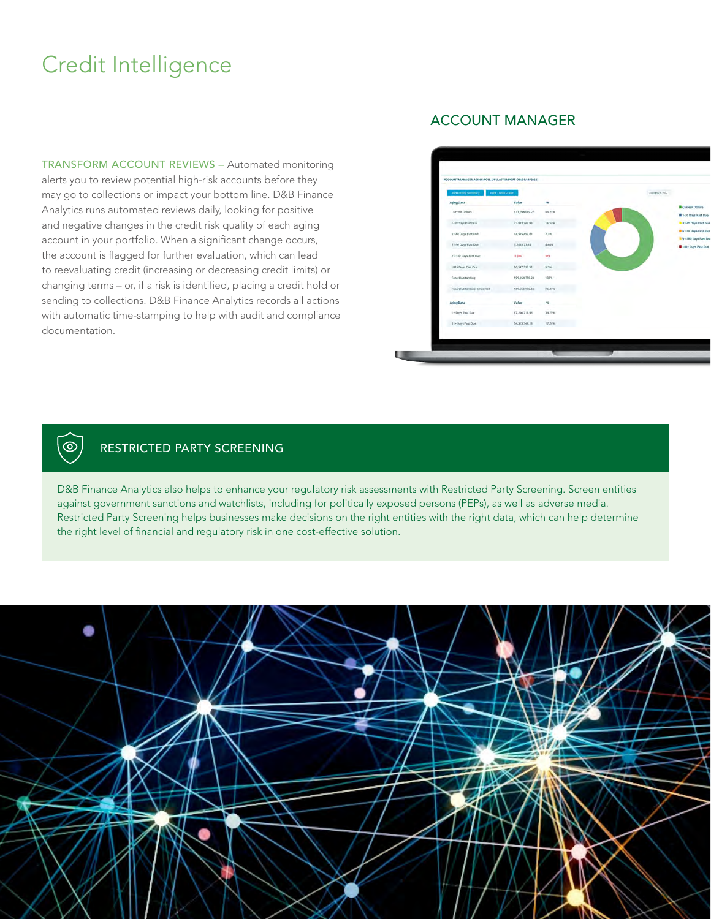# Credit Intelligence

## ACCOUNT MANAGER

TRANSFORM ACCOUNT REVIEWS – Automated monitoring alerts you to review potential high-risk accounts before they may go to collections or impact your bottom line. D&B Finance Analytics runs automated reviews daily, looking for positive and negative changes in the credit risk quality of each aging account in your portfolio. When a significant change occurs, the account is flagged for further evaluation, which can lead to reevaluating credit (increasing or decreasing credit limits) or changing terms – or, if a risk is identified, placing a credit hold or sending to collections. D&B Finance Analytics records all actions with automatic time-stamping to help with audit and compliance documentation.

## RESTRICTED PARTY SCREENING

D&B Finance Analytics also helps to enhance your regulatory risk assessments with Restricted Party Screening. Screen entities against government sanctions and watchlists, including for politically exposed persons (PEPs), as well as adverse media. Restricted Party Screening helps businesses make decisions on the right entities with the right data, which can help determine the right level of financial and regulatory risk in one cost-effective solution.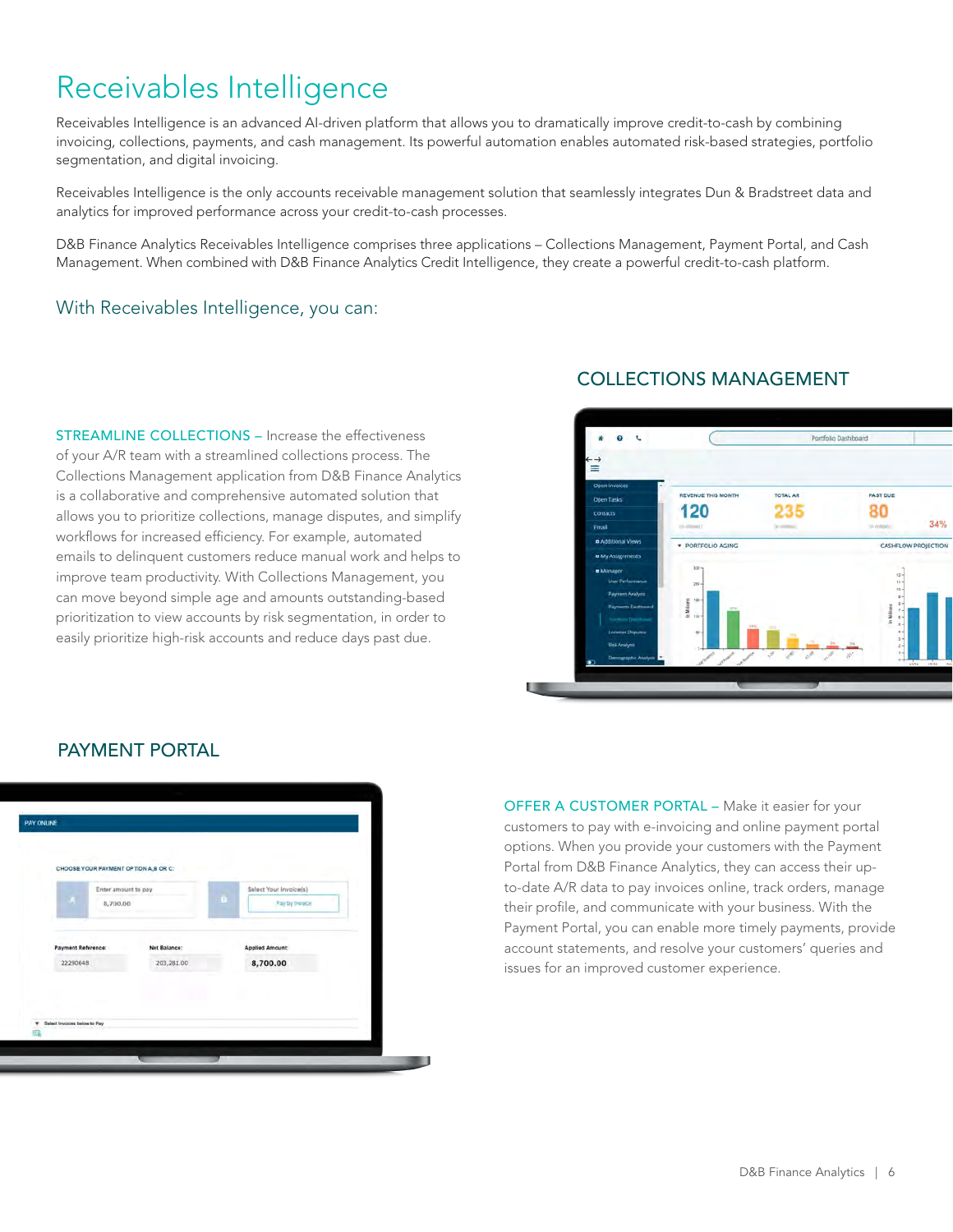# Receivables Intelligence

Receivables Intelligence is an advanced AI-driven platform that allows you to dramatically improve credit-to-cash by combining invoicing, collections, payments, and cash management. Its powerful automation enables automated risk-based strategies, portfolio segmentation, and digital invoicing.

Receivables Intelligence is the only accounts receivable management solution that seamlessly integrates Dun & Bradstreet data and analytics for improved performance across your credit-to-cash processes.

D&B Finance Analytics Receivables Intelligence comprises three applications – Collections Management, Payment Portal, and Cash Management. When combined with D&B Finance Analytics Credit Intelligence, they create a powerful credit-to-cash platform.

## With Receivables Intelligence, you can:

### COLLECTIONS MANAGEMENT

**STREAMLINE COLLECTIONS –** Increase the effectiveness of your A/R team with a streamlined collections process. The Collections Management application from D&B Finance Analytics is a collaborative and comprehensive automated solution that allows you to prioritize collections, manage disputes, and simplify workflows for increased efficiency. For example, automated emails to delinquent customers reduce manual work and helps to improve team productivity. With Collections Management, you can move beyond simple age and amounts outstanding-based prioritization to view accounts by risk segmentation, in order to easily prioritize high-risk accounts and reduce days past due.

### PAYMENT PORTAL

**OFFER A CUSTOMER PORTAL –** Make it easier for your customers to pay with e-invoicing and online payment portal options. When you provide your customers with the Payment Portal from D&B Finance Analytics, they can access their up-to-date A/R data to pay invoices online, track orders, manage their profile, and communicate with your business. With the Payment Portal, you can enable more timely payments, provide account statements, and resolve your customers' queries and issues for an improved customer experience.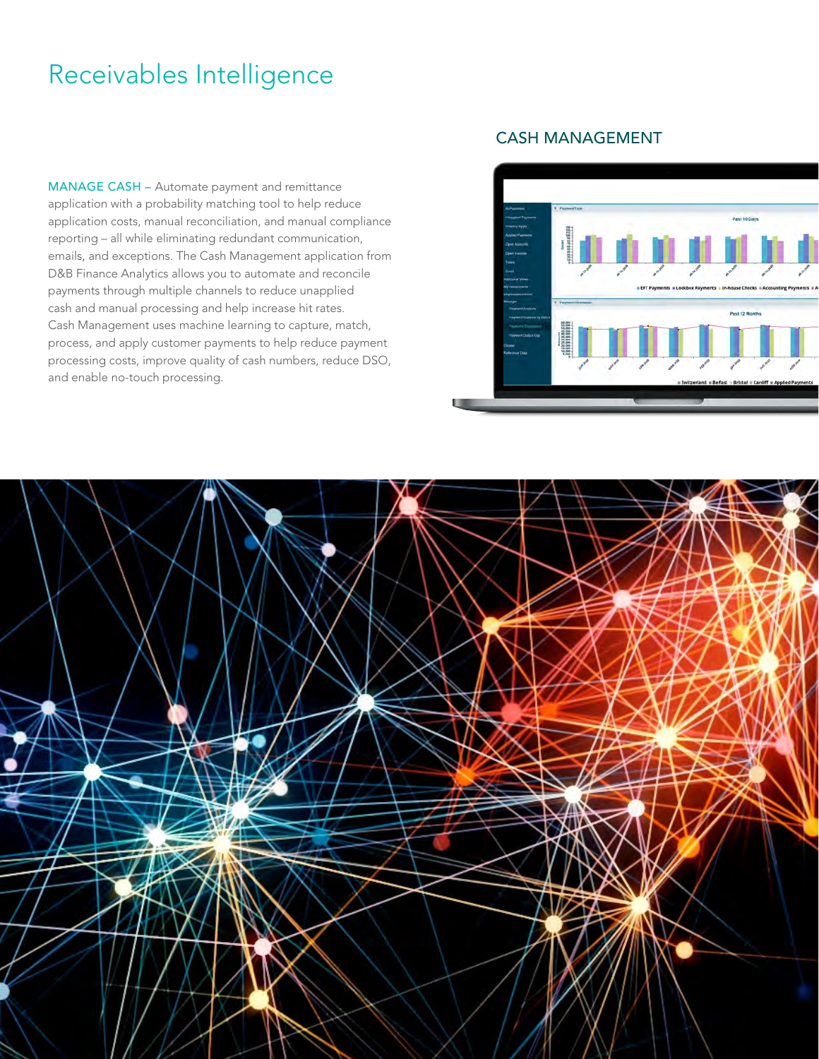# Receivables Intelligence

## CASH MANAGEMENT

**MANAGE CASH** – Automate payment and remittance application with a probability matching tool to help reduce application costs, manual reconciliation, and manual compliance reporting – all while eliminating redundant communication, emails, and exceptions. The Cash Management application from D&B Finance Analytics allows you to automate and reconcile payments through multiple channels to reduce unapplied cash and manual processing and help increase hit rates. Cash Management uses machine learning to capture, match, process, and apply customer payments to help reduce payment processing costs, improve quality of cash numbers, reduce DSO, and enable no-touch processing.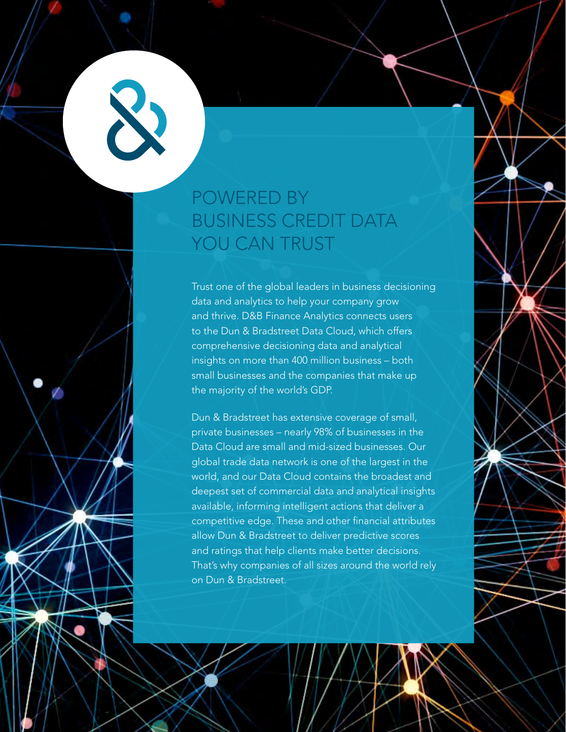# POWERED BY BUSINESS CREDIT DATA YOU CAN TRUST

Trust one of the global leaders in business decisioning data and analytics to help your company grow and thrive. D&B Finance Analytics connects users to the Dun & Bradstreet Data Cloud, which offers comprehensive decisioning data and analytical insights on more than 400 million business – both small businesses and the companies that make up the majority of the world's GDP.

Dun & Bradstreet has extensive coverage of small, private businesses – nearly 98% of businesses in the Data Cloud are small and mid-sized businesses. Our global trade data network is one of the largest in the world, and our Data Cloud contains the broadest and deepest set of commercial data and analytical insights available, informing intelligent actions that deliver a competitive edge. These and other financial attributes allow Dun & Bradstreet to deliver predictive scores and ratings that help clients make better decisions. That's why companies of all sizes around the world rely on Dun & Bradstreet.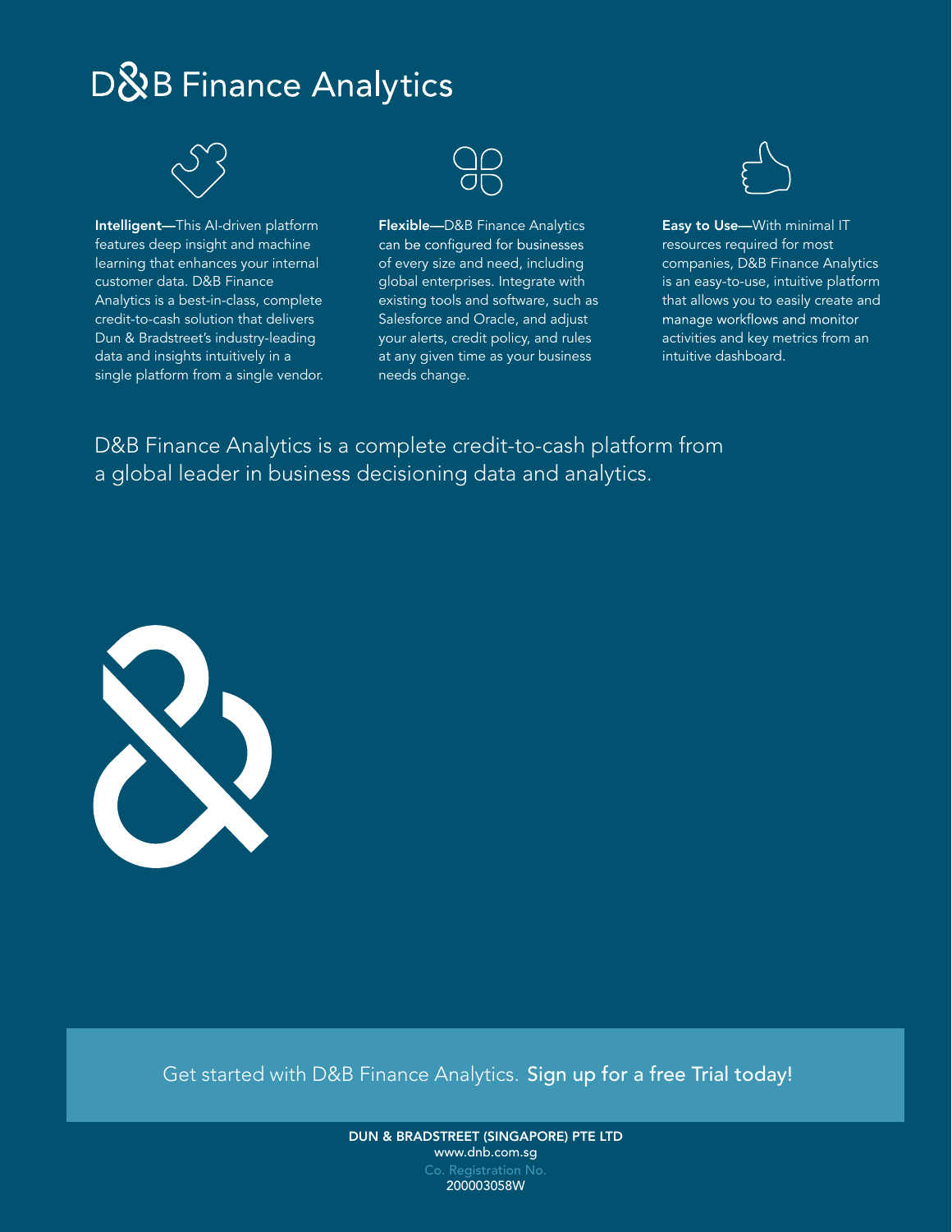# D&B Finance Analytics

**Intelligent**—This AI-driven platform features deep insight and machine learning that enhances your internal customer data. D&B Finance Analytics is a best-in-class, complete credit-to-cash solution that delivers Dun & Bradstreet's industry-leading data and insights intuitively in a single platform from a single vendor.

**Flexible**—D&B Finance Analytics can be configured for businesses of every size and need, including global enterprises. Integrate with existing tools and software, such as Salesforce and Oracle, and adjust your alerts, credit policy, and rules at any given time as your business needs change.

**Easy to Use**—With minimal IT resources required for most companies, D&B Finance Analytics is an easy-to-use, intuitive platform that allows you to easily create and manage workflows and monitor activities and key metrics from an intuitive dashboard.

D&B Finance Analytics is a complete credit-to-cash platform from a global leader in business decisioning data and analytics.

Get started with D&B Finance Analytics. **Sign up for a free Trial today!**

**DUN & BRADSTREET (SINGAPORE) PTE LTD**
www.dnb.com.sg
Co. Registration No.
200003058W